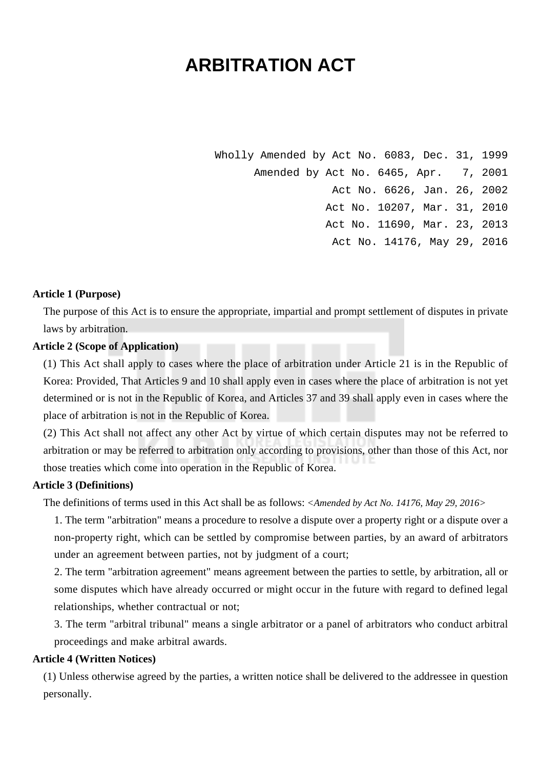# ARBITRATION ACT

Wholly Amended by Act No. 6083, Dec. 31, 1999
Amended by Act No. 6465, Apr. 7, 2001
Act No. 6626, Jan. 26, 2002
Act No. 10207, Mar. 31, 2010
Act No. 11690, Mar. 23, 2013
Act No. 14176, May 29, 2016

**Article 1 (Purpose)**

The purpose of this Act is to ensure the appropriate, impartial and prompt settlement of disputes in private laws by arbitration.

**Article 2 (Scope of Application)**

(1) This Act shall apply to cases where the place of arbitration under Article 21 is in the Republic of Korea: Provided, That Articles 9 and 10 shall apply even in cases where the place of arbitration is not yet determined or is not in the Republic of Korea, and Articles 37 and 39 shall apply even in cases where the place of arbitration is not in the Republic of Korea.

(2) This Act shall not affect any other Act by virtue of which certain disputes may not be referred to arbitration or may be referred to arbitration only according to provisions, other than those of this Act, nor those treaties which come into operation in the Republic of Korea.

**Article 3 (Definitions)**

The definitions of terms used in this Act shall be as follows: *<Amended by Act No. 14176, May 29, 2016>*

1. The term "arbitration" means a procedure to resolve a dispute over a property right or a dispute over a non-property right, which can be settled by compromise between parties, by an award of arbitrators under an agreement between parties, not by judgment of a court;
2. The term "arbitration agreement" means agreement between the parties to settle, by arbitration, all or some disputes which have already occurred or might occur in the future with regard to defined legal relationships, whether contractual or not;
3. The term "arbitral tribunal" means a single arbitrator or a panel of arbitrators who conduct arbitral proceedings and make arbitral awards.

**Article 4 (Written Notices)**

(1) Unless otherwise agreed by the parties, a written notice shall be delivered to the addressee in question personally.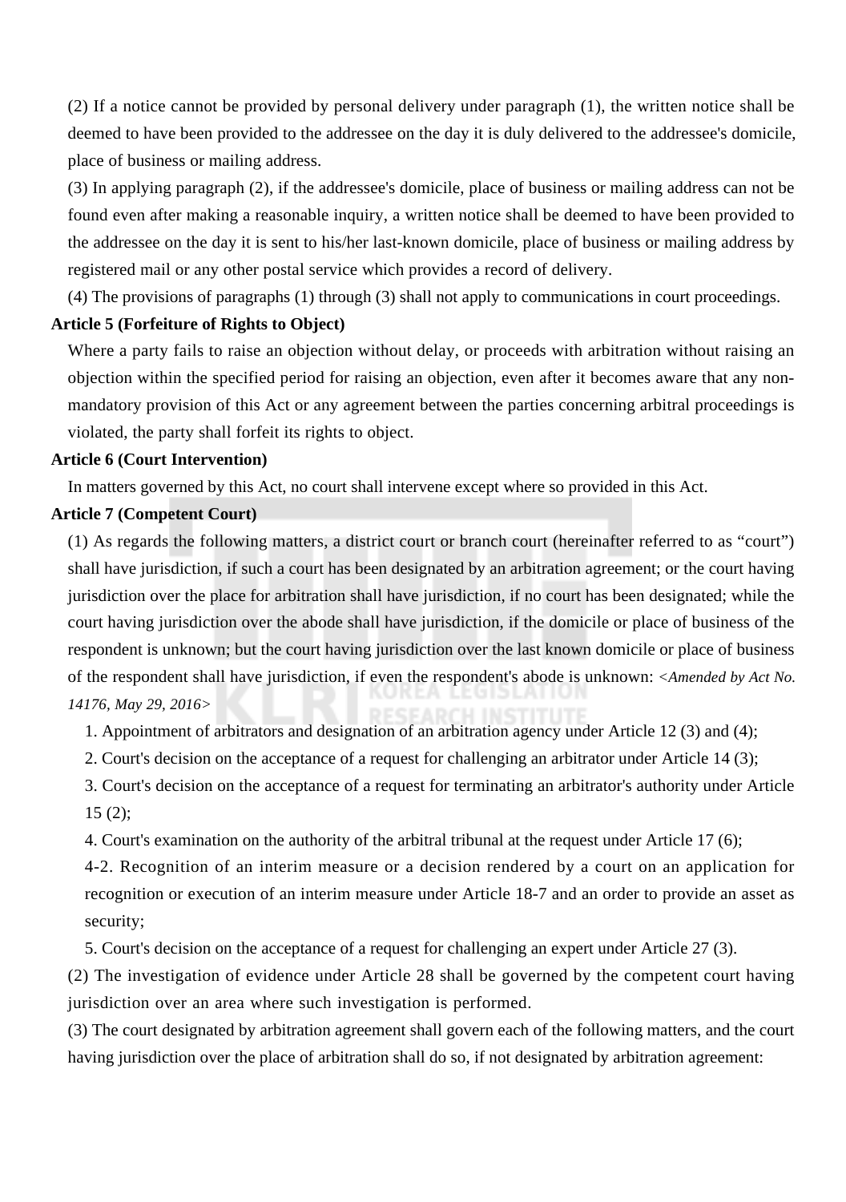(2) If a notice cannot be provided by personal delivery under paragraph (1), the written notice shall be deemed to have been provided to the addressee on the day it is duly delivered to the addressee's domicile, place of business or mailing address.

(3) In applying paragraph (2), if the addressee's domicile, place of business or mailing address can not be found even after making a reasonable inquiry, a written notice shall be deemed to have been provided to the addressee on the day it is sent to his/her last-known domicile, place of business or mailing address by registered mail or any other postal service which provides a record of delivery.

(4) The provisions of paragraphs (1) through (3) shall not apply to communications in court proceedings.

**Article 5 (Forfeiture of Rights to Object)**

Where a party fails to raise an objection without delay, or proceeds with arbitration without raising an objection within the specified period for raising an objection, even after it becomes aware that any non-mandatory provision of this Act or any agreement between the parties concerning arbitral proceedings is violated, the party shall forfeit its rights to object.

**Article 6 (Court Intervention)**

In matters governed by this Act, no court shall intervene except where so provided in this Act.

**Article 7 (Competent Court)**

(1) As regards the following matters, a district court or branch court (hereinafter referred to as "court") shall have jurisdiction, if such a court has been designated by an arbitration agreement; or the court having jurisdiction over the place for arbitration shall have jurisdiction, if no court has been designated; while the court having jurisdiction over the abode shall have jurisdiction, if the domicile or place of business of the respondent is unknown; but the court having jurisdiction over the last known domicile or place of business of the respondent shall have jurisdiction, if even the respondent's abode is unknown: *<Amended by Act No. 14176, May 29, 2016>*

1. Appointment of arbitrators and designation of an arbitration agency under Article 12 (3) and (4);
2. Court's decision on the acceptance of a request for challenging an arbitrator under Article 14 (3);
3. Court's decision on the acceptance of a request for terminating an arbitrator's authority under Article 15 (2);
4. Court's examination on the authority of the arbitral tribunal at the request under Article 17 (6);

4-2. Recognition of an interim measure or a decision rendered by a court on an application for recognition or execution of an interim measure under Article 18-7 and an order to provide an asset as security;

5. Court's decision on the acceptance of a request for challenging an expert under Article 27 (3).

(2) The investigation of evidence under Article 28 shall be governed by the competent court having jurisdiction over an area where such investigation is performed.

(3) The court designated by arbitration agreement shall govern each of the following matters, and the court having jurisdiction over the place of arbitration shall do so, if not designated by arbitration agreement: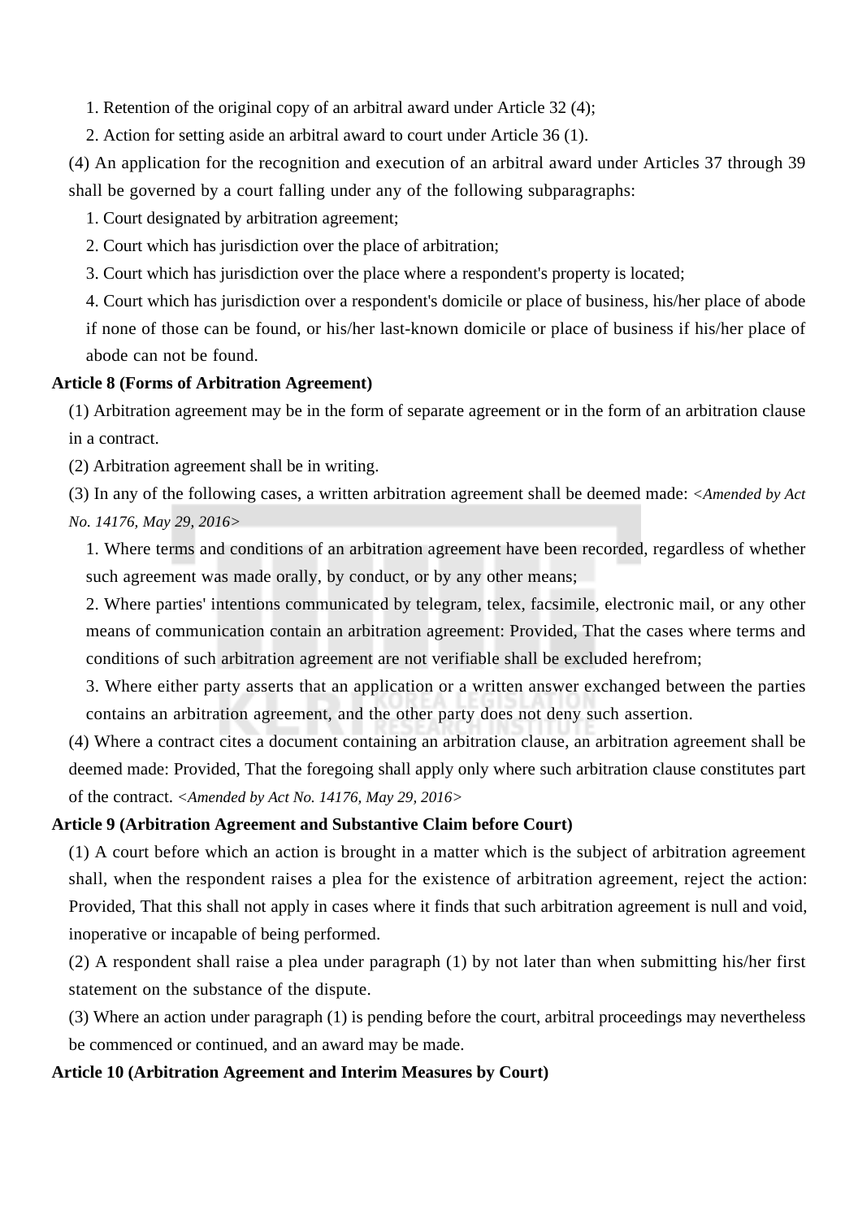1. Retention of the original copy of an arbitral award under Article 32 (4);

2. Action for setting aside an arbitral award to court under Article 36 (1).

(4) An application for the recognition and execution of an arbitral award under Articles 37 through 39 shall be governed by a court falling under any of the following subparagraphs:

1. Court designated by arbitration agreement;

2. Court which has jurisdiction over the place of arbitration;

3. Court which has jurisdiction over the place where a respondent's property is located;

4. Court which has jurisdiction over a respondent's domicile or place of business, his/her place of abode if none of those can be found, or his/her last-known domicile or place of business if his/her place of abode can not be found.

**Article 8 (Forms of Arbitration Agreement)**

(1) Arbitration agreement may be in the form of separate agreement or in the form of an arbitration clause in a contract.

(2) Arbitration agreement shall be in writing.

(3) In any of the following cases, a written arbitration agreement shall be deemed made: *<Amended by Act No. 14176, May 29, 2016>*

1. Where terms and conditions of an arbitration agreement have been recorded, regardless of whether such agreement was made orally, by conduct, or by any other means;

2. Where parties' intentions communicated by telegram, telex, facsimile, electronic mail, or any other means of communication contain an arbitration agreement: Provided, That the cases where terms and conditions of such arbitration agreement are not verifiable shall be excluded herefrom;

3. Where either party asserts that an application or a written answer exchanged between the parties contains an arbitration agreement, and the other party does not deny such assertion.

(4) Where a contract cites a document containing an arbitration clause, an arbitration agreement shall be deemed made: Provided, That the foregoing shall apply only where such arbitration clause constitutes part of the contract. *<Amended by Act No. 14176, May 29, 2016>*

**Article 9 (Arbitration Agreement and Substantive Claim before Court)**

(1) A court before which an action is brought in a matter which is the subject of arbitration agreement shall, when the respondent raises a plea for the existence of arbitration agreement, reject the action: Provided, That this shall not apply in cases where it finds that such arbitration agreement is null and void, inoperative or incapable of being performed.

(2) A respondent shall raise a plea under paragraph (1) by not later than when submitting his/her first statement on the substance of the dispute.

(3) Where an action under paragraph (1) is pending before the court, arbitral proceedings may nevertheless be commenced or continued, and an award may be made.

**Article 10 (Arbitration Agreement and Interim Measures by Court)**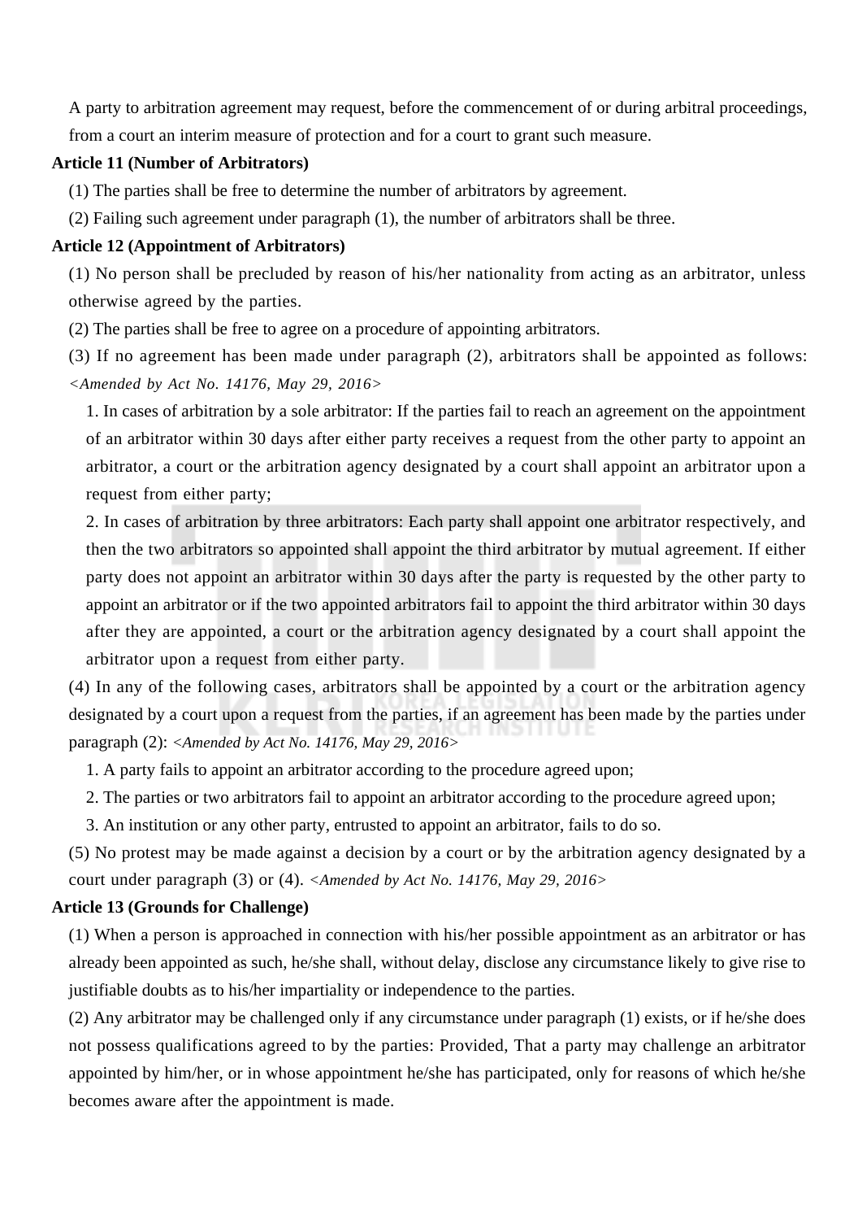A party to arbitration agreement may request, before the commencement of or during arbitral proceedings, from a court an interim measure of protection and for a court to grant such measure.

**Article 11 (Number of Arbitrators)**

(1) The parties shall be free to determine the number of arbitrators by agreement.

(2) Failing such agreement under paragraph (1), the number of arbitrators shall be three.

**Article 12 (Appointment of Arbitrators)**

(1) No person shall be precluded by reason of his/her nationality from acting as an arbitrator, unless otherwise agreed by the parties.

(2) The parties shall be free to agree on a procedure of appointing arbitrators.

(3) If no agreement has been made under paragraph (2), arbitrators shall be appointed as follows: *<Amended by Act No. 14176, May 29, 2016>*

1. In cases of arbitration by a sole arbitrator: If the parties fail to reach an agreement on the appointment of an arbitrator within 30 days after either party receives a request from the other party to appoint an arbitrator, a court or the arbitration agency designated by a court shall appoint an arbitrator upon a request from either party;

2. In cases of arbitration by three arbitrators: Each party shall appoint one arbitrator respectively, and then the two arbitrators so appointed shall appoint the third arbitrator by mutual agreement. If either party does not appoint an arbitrator within 30 days after the party is requested by the other party to appoint an arbitrator or if the two appointed arbitrators fail to appoint the third arbitrator within 30 days after they are appointed, a court or the arbitration agency designated by a court shall appoint the arbitrator upon a request from either party.

(4) In any of the following cases, arbitrators shall be appointed by a court or the arbitration agency designated by a court upon a request from the parties, if an agreement has been made by the parties under paragraph (2): *<Amended by Act No. 14176, May 29, 2016>*

1. A party fails to appoint an arbitrator according to the procedure agreed upon;

2. The parties or two arbitrators fail to appoint an arbitrator according to the procedure agreed upon;

3. An institution or any other party, entrusted to appoint an arbitrator, fails to do so.

(5) No protest may be made against a decision by a court or by the arbitration agency designated by a court under paragraph (3) or (4). *<Amended by Act No. 14176, May 29, 2016>*

**Article 13 (Grounds for Challenge)**

(1) When a person is approached in connection with his/her possible appointment as an arbitrator or has already been appointed as such, he/she shall, without delay, disclose any circumstance likely to give rise to justifiable doubts as to his/her impartiality or independence to the parties.

(2) Any arbitrator may be challenged only if any circumstance under paragraph (1) exists, or if he/she does not possess qualifications agreed to by the parties: Provided, That a party may challenge an arbitrator appointed by him/her, or in whose appointment he/she has participated, only for reasons of which he/she becomes aware after the appointment is made.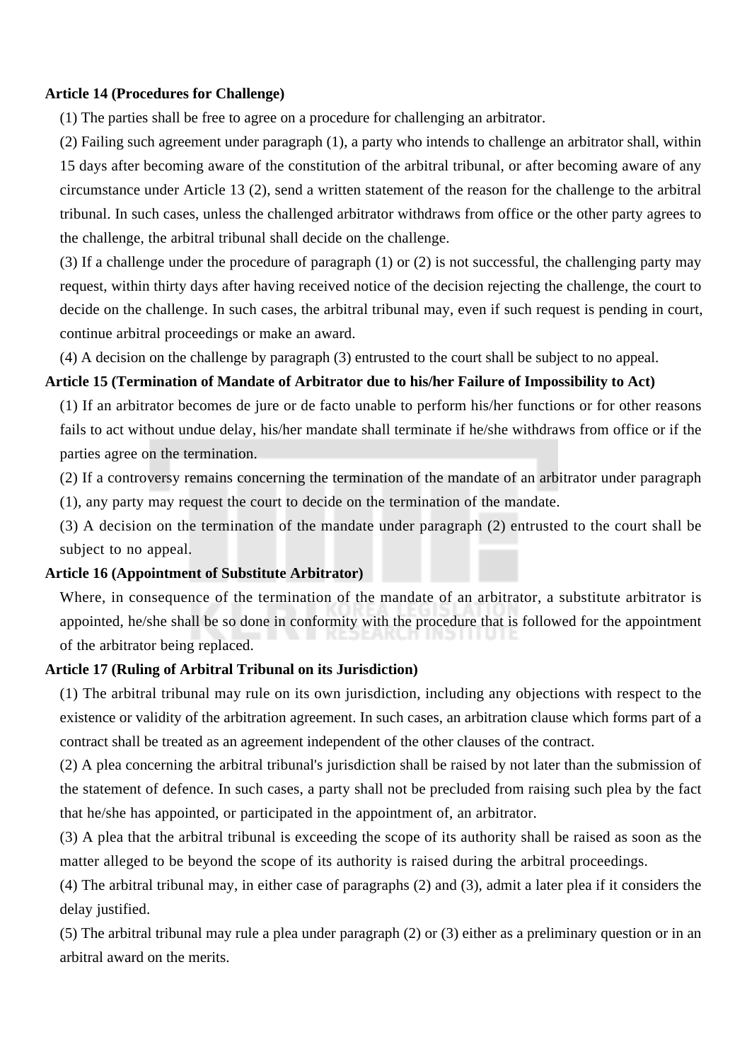**Article 14 (Procedures for Challenge)**

(1) The parties shall be free to agree on a procedure for challenging an arbitrator.

(2) Failing such agreement under paragraph (1), a party who intends to challenge an arbitrator shall, within 15 days after becoming aware of the constitution of the arbitral tribunal, or after becoming aware of any circumstance under Article 13 (2), send a written statement of the reason for the challenge to the arbitral tribunal. In such cases, unless the challenged arbitrator withdraws from office or the other party agrees to the challenge, the arbitral tribunal shall decide on the challenge.

(3) If a challenge under the procedure of paragraph (1) or (2) is not successful, the challenging party may request, within thirty days after having received notice of the decision rejecting the challenge, the court to decide on the challenge. In such cases, the arbitral tribunal may, even if such request is pending in court, continue arbitral proceedings or make an award.

(4) A decision on the challenge by paragraph (3) entrusted to the court shall be subject to no appeal.

**Article 15 (Termination of Mandate of Arbitrator due to his/her Failure of Impossibility to Act)**

(1) If an arbitrator becomes de jure or de facto unable to perform his/her functions or for other reasons fails to act without undue delay, his/her mandate shall terminate if he/she withdraws from office or if the parties agree on the termination.

(2) If a controversy remains concerning the termination of the mandate of an arbitrator under paragraph (1), any party may request the court to decide on the termination of the mandate.

(3) A decision on the termination of the mandate under paragraph (2) entrusted to the court shall be subject to no appeal.

**Article 16 (Appointment of Substitute Arbitrator)**

Where, in consequence of the termination of the mandate of an arbitrator, a substitute arbitrator is appointed, he/she shall be so done in conformity with the procedure that is followed for the appointment of the arbitrator being replaced.

**Article 17 (Ruling of Arbitral Tribunal on its Jurisdiction)**

(1) The arbitral tribunal may rule on its own jurisdiction, including any objections with respect to the existence or validity of the arbitration agreement. In such cases, an arbitration clause which forms part of a contract shall be treated as an agreement independent of the other clauses of the contract.

(2) A plea concerning the arbitral tribunal's jurisdiction shall be raised by not later than the submission of the statement of defence. In such cases, a party shall not be precluded from raising such plea by the fact that he/she has appointed, or participated in the appointment of, an arbitrator.

(3) A plea that the arbitral tribunal is exceeding the scope of its authority shall be raised as soon as the matter alleged to be beyond the scope of its authority is raised during the arbitral proceedings.

(4) The arbitral tribunal may, in either case of paragraphs (2) and (3), admit a later plea if it considers the delay justified.

(5) The arbitral tribunal may rule a plea under paragraph (2) or (3) either as a preliminary question or in an arbitral award on the merits.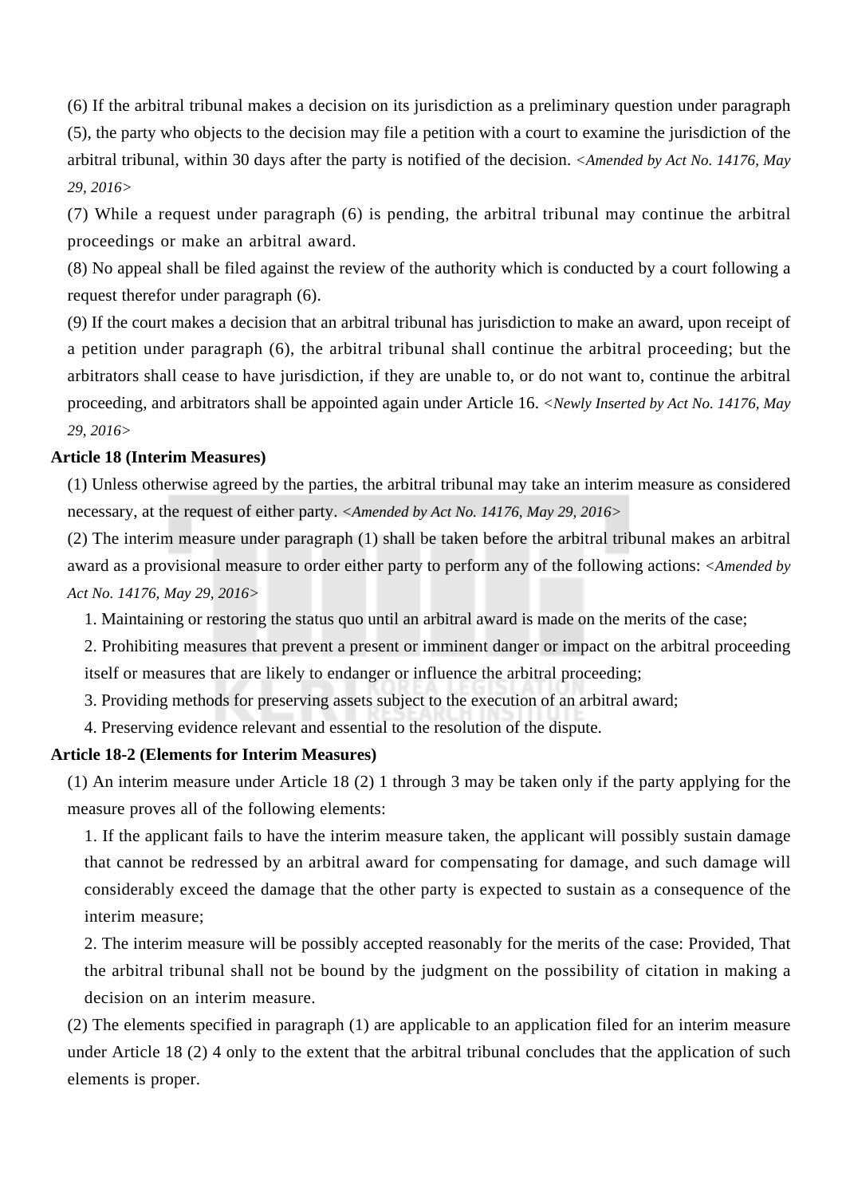(6) If the arbitral tribunal makes a decision on its jurisdiction as a preliminary question under paragraph (5), the party who objects to the decision may file a petition with a court to examine the jurisdiction of the arbitral tribunal, within 30 days after the party is notified of the decision. *<Amended by Act No. 14176, May 29, 2016>*

(7) While a request under paragraph (6) is pending, the arbitral tribunal may continue the arbitral proceedings or make an arbitral award.

(8) No appeal shall be filed against the review of the authority which is conducted by a court following a request therefor under paragraph (6).

(9) If the court makes a decision that an arbitral tribunal has jurisdiction to make an award, upon receipt of a petition under paragraph (6), the arbitral tribunal shall continue the arbitral proceeding; but the arbitrators shall cease to have jurisdiction, if they are unable to, or do not want to, continue the arbitral proceeding, and arbitrators shall be appointed again under Article 16. *<Newly Inserted by Act No. 14176, May 29, 2016>*

**Article 18 (Interim Measures)**

(1) Unless otherwise agreed by the parties, the arbitral tribunal may take an interim measure as considered necessary, at the request of either party. *<Amended by Act No. 14176, May 29, 2016>*

(2) The interim measure under paragraph (1) shall be taken before the arbitral tribunal makes an arbitral award as a provisional measure to order either party to perform any of the following actions: *<Amended by Act No. 14176, May 29, 2016>*

1. Maintaining or restoring the status quo until an arbitral award is made on the merits of the case;
2. Prohibiting measures that prevent a present or imminent danger or impact on the arbitral proceeding itself or measures that are likely to endanger or influence the arbitral proceeding;
3. Providing methods for preserving assets subject to the execution of an arbitral award;
4. Preserving evidence relevant and essential to the resolution of the dispute.

**Article 18-2 (Elements for Interim Measures)**

(1) An interim measure under Article 18 (2) 1 through 3 may be taken only if the party applying for the measure proves all of the following elements:

1. If the applicant fails to have the interim measure taken, the applicant will possibly sustain damage that cannot be redressed by an arbitral award for compensating for damage, and such damage will considerably exceed the damage that the other party is expected to sustain as a consequence of the interim measure;
2. The interim measure will be possibly accepted reasonably for the merits of the case: Provided, That the arbitral tribunal shall not be bound by the judgment on the possibility of citation in making a decision on an interim measure.

(2) The elements specified in paragraph (1) are applicable to an application filed for an interim measure under Article 18 (2) 4 only to the extent that the arbitral tribunal concludes that the application of such elements is proper.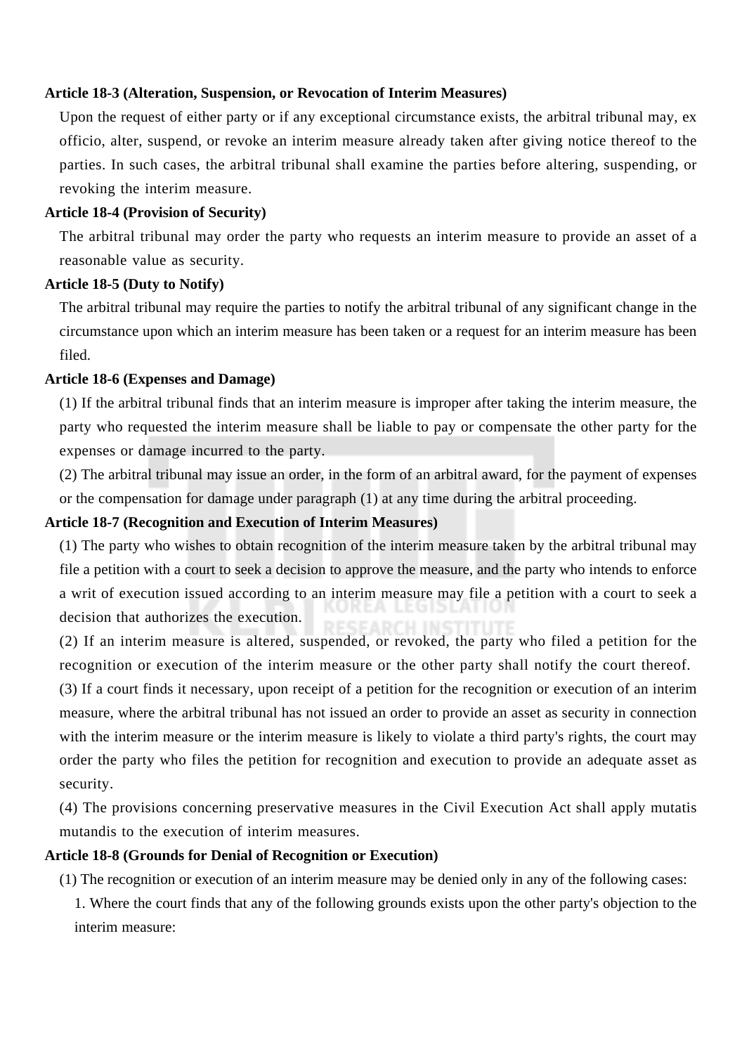**Article 18-3 (Alteration, Suspension, or Revocation of Interim Measures)**

Upon the request of either party or if any exceptional circumstance exists, the arbitral tribunal may, ex officio, alter, suspend, or revoke an interim measure already taken after giving notice thereof to the parties. In such cases, the arbitral tribunal shall examine the parties before altering, suspending, or revoking the interim measure.

**Article 18-4 (Provision of Security)**

The arbitral tribunal may order the party who requests an interim measure to provide an asset of a reasonable value as security.

**Article 18-5 (Duty to Notify)**

The arbitral tribunal may require the parties to notify the arbitral tribunal of any significant change in the circumstance upon which an interim measure has been taken or a request for an interim measure has been filed.

**Article 18-6 (Expenses and Damage)**

(1) If the arbitral tribunal finds that an interim measure is improper after taking the interim measure, the party who requested the interim measure shall be liable to pay or compensate the other party for the expenses or damage incurred to the party.

(2) The arbitral tribunal may issue an order, in the form of an arbitral award, for the payment of expenses or the compensation for damage under paragraph (1) at any time during the arbitral proceeding.

**Article 18-7 (Recognition and Execution of Interim Measures)**

(1) The party who wishes to obtain recognition of the interim measure taken by the arbitral tribunal may file a petition with a court to seek a decision to approve the measure, and the party who intends to enforce a writ of execution issued according to an interim measure may file a petition with a court to seek a decision that authorizes the execution.

(2) If an interim measure is altered, suspended, or revoked, the party who filed a petition for the recognition or execution of the interim measure or the other party shall notify the court thereof.

(3) If a court finds it necessary, upon receipt of a petition for the recognition or execution of an interim measure, where the arbitral tribunal has not issued an order to provide an asset as security in connection with the interim measure or the interim measure is likely to violate a third party's rights, the court may order the party who files the petition for recognition and execution to provide an adequate asset as security.

(4) The provisions concerning preservative measures in the Civil Execution Act shall apply mutatis mutandis to the execution of interim measures.

**Article 18-8 (Grounds for Denial of Recognition or Execution)**

(1) The recognition or execution of an interim measure may be denied only in any of the following cases:

1. Where the court finds that any of the following grounds exists upon the other party's objection to the interim measure: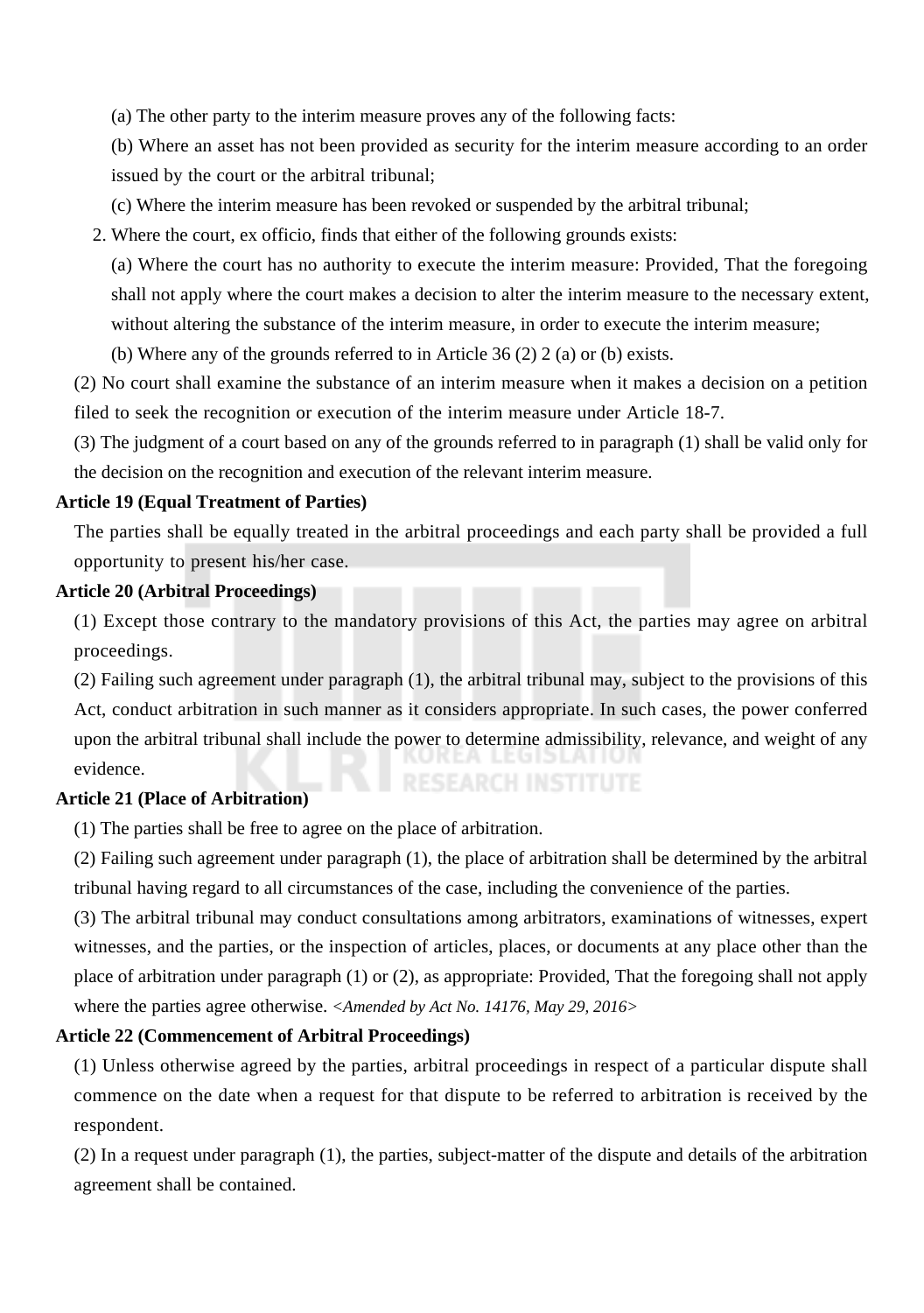(a) The other party to the interim measure proves any of the following facts:

(b) Where an asset has not been provided as security for the interim measure according to an order issued by the court or the arbitral tribunal;

(c) Where the interim measure has been revoked or suspended by the arbitral tribunal;

2. Where the court, ex officio, finds that either of the following grounds exists:

(a) Where the court has no authority to execute the interim measure: Provided, That the foregoing shall not apply where the court makes a decision to alter the interim measure to the necessary extent, without altering the substance of the interim measure, in order to execute the interim measure;

(b) Where any of the grounds referred to in Article 36 (2) 2 (a) or (b) exists.

(2) No court shall examine the substance of an interim measure when it makes a decision on a petition filed to seek the recognition or execution of the interim measure under Article 18-7.

(3) The judgment of a court based on any of the grounds referred to in paragraph (1) shall be valid only for the decision on the recognition and execution of the relevant interim measure.

**Article 19 (Equal Treatment of Parties)**

The parties shall be equally treated in the arbitral proceedings and each party shall be provided a full opportunity to present his/her case.

**Article 20 (Arbitral Proceedings)**

(1) Except those contrary to the mandatory provisions of this Act, the parties may agree on arbitral proceedings.

(2) Failing such agreement under paragraph (1), the arbitral tribunal may, subject to the provisions of this Act, conduct arbitration in such manner as it considers appropriate. In such cases, the power conferred upon the arbitral tribunal shall include the power to determine admissibility, relevance, and weight of any evidence.

**Article 21 (Place of Arbitration)**

(1) The parties shall be free to agree on the place of arbitration.

(2) Failing such agreement under paragraph (1), the place of arbitration shall be determined by the arbitral tribunal having regard to all circumstances of the case, including the convenience of the parties.

(3) The arbitral tribunal may conduct consultations among arbitrators, examinations of witnesses, expert witnesses, and the parties, or the inspection of articles, places, or documents at any place other than the place of arbitration under paragraph (1) or (2), as appropriate: Provided, That the foregoing shall not apply where the parties agree otherwise. *<Amended by Act No. 14176, May 29, 2016>*

**Article 22 (Commencement of Arbitral Proceedings)**

(1) Unless otherwise agreed by the parties, arbitral proceedings in respect of a particular dispute shall commence on the date when a request for that dispute to be referred to arbitration is received by the respondent.

(2) In a request under paragraph (1), the parties, subject-matter of the dispute and details of the arbitration agreement shall be contained.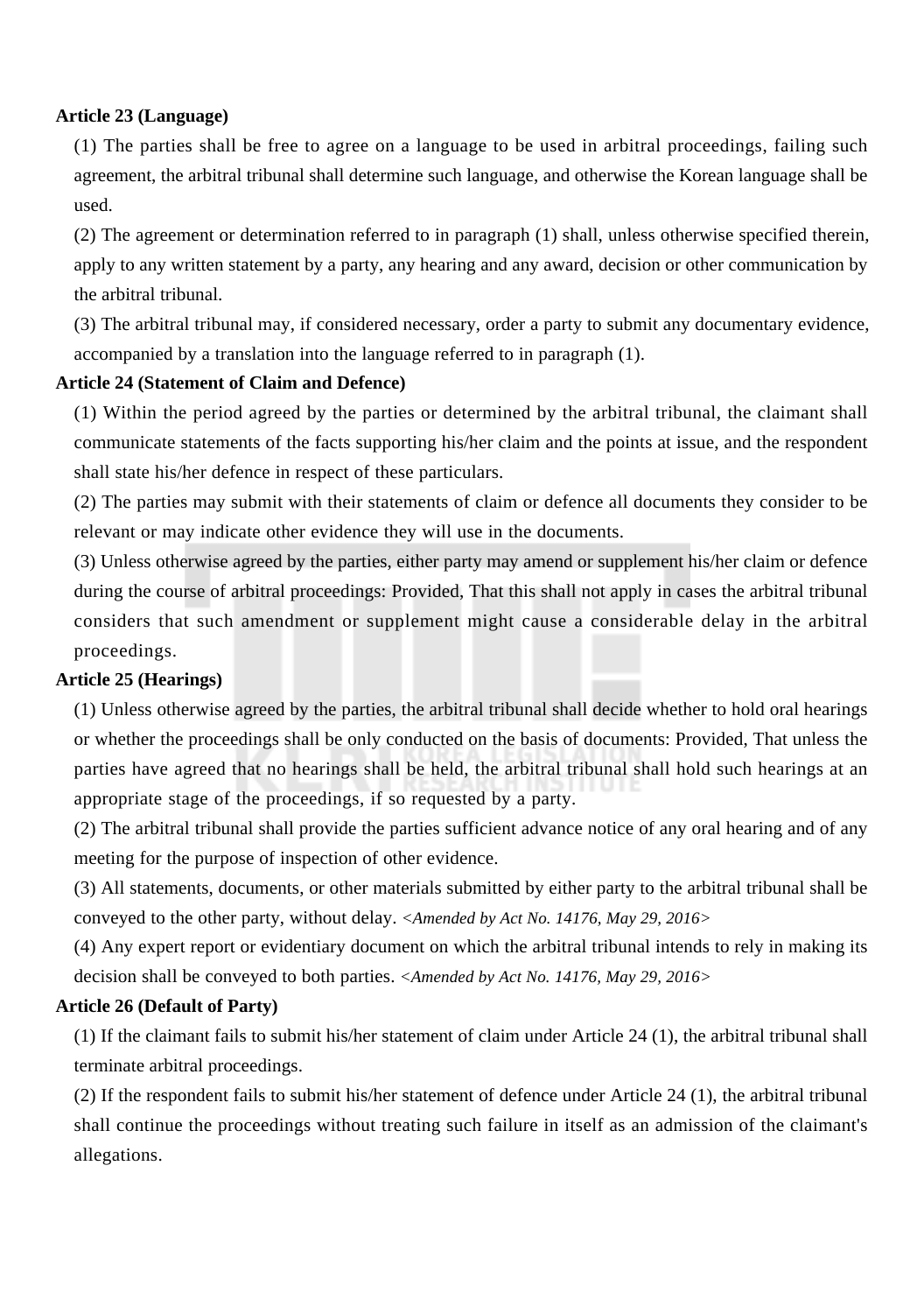**Article 23 (Language)**

(1) The parties shall be free to agree on a language to be used in arbitral proceedings, failing such agreement, the arbitral tribunal shall determine such language, and otherwise the Korean language shall be used.

(2) The agreement or determination referred to in paragraph (1) shall, unless otherwise specified therein, apply to any written statement by a party, any hearing and any award, decision or other communication by the arbitral tribunal.

(3) The arbitral tribunal may, if considered necessary, order a party to submit any documentary evidence, accompanied by a translation into the language referred to in paragraph (1).

**Article 24 (Statement of Claim and Defence)**

(1) Within the period agreed by the parties or determined by the arbitral tribunal, the claimant shall communicate statements of the facts supporting his/her claim and the points at issue, and the respondent shall state his/her defence in respect of these particulars.

(2) The parties may submit with their statements of claim or defence all documents they consider to be relevant or may indicate other evidence they will use in the documents.

(3) Unless otherwise agreed by the parties, either party may amend or supplement his/her claim or defence during the course of arbitral proceedings: Provided, That this shall not apply in cases the arbitral tribunal considers that such amendment or supplement might cause a considerable delay in the arbitral proceedings.

**Article 25 (Hearings)**

(1) Unless otherwise agreed by the parties, the arbitral tribunal shall decide whether to hold oral hearings or whether the proceedings shall be only conducted on the basis of documents: Provided, That unless the parties have agreed that no hearings shall be held, the arbitral tribunal shall hold such hearings at an appropriate stage of the proceedings, if so requested by a party.

(2) The arbitral tribunal shall provide the parties sufficient advance notice of any oral hearing and of any meeting for the purpose of inspection of other evidence.

(3) All statements, documents, or other materials submitted by either party to the arbitral tribunal shall be conveyed to the other party, without delay. *<Amended by Act No. 14176, May 29, 2016>*

(4) Any expert report or evidentiary document on which the arbitral tribunal intends to rely in making its decision shall be conveyed to both parties. *<Amended by Act No. 14176, May 29, 2016>*

**Article 26 (Default of Party)**

(1) If the claimant fails to submit his/her statement of claim under Article 24 (1), the arbitral tribunal shall terminate arbitral proceedings.

(2) If the respondent fails to submit his/her statement of defence under Article 24 (1), the arbitral tribunal shall continue the proceedings without treating such failure in itself as an admission of the claimant's allegations.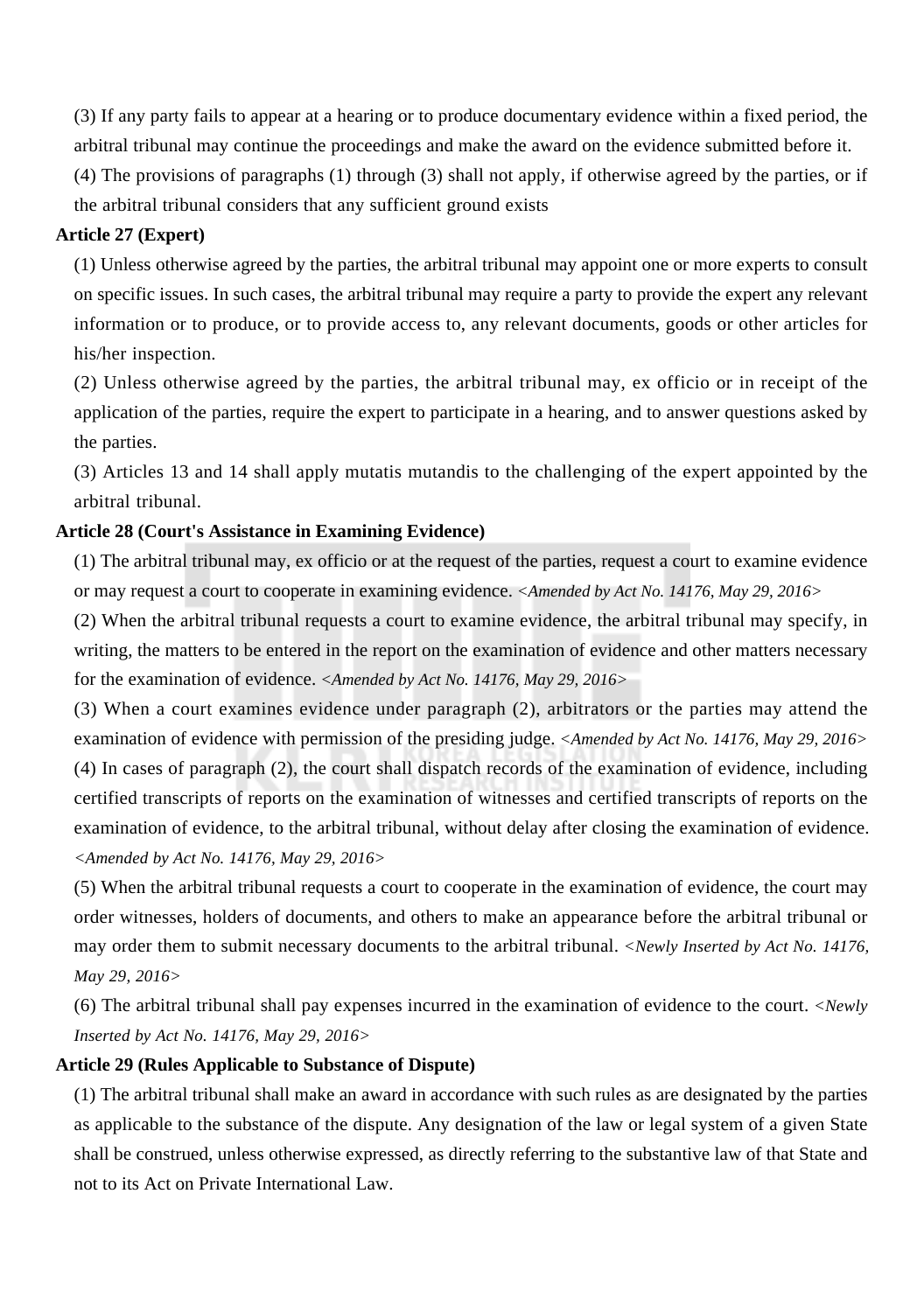(3) If any party fails to appear at a hearing or to produce documentary evidence within a fixed period, the arbitral tribunal may continue the proceedings and make the award on the evidence submitted before it.

(4) The provisions of paragraphs (1) through (3) shall not apply, if otherwise agreed by the parties, or if the arbitral tribunal considers that any sufficient ground exists

**Article 27 (Expert)**

(1) Unless otherwise agreed by the parties, the arbitral tribunal may appoint one or more experts to consult on specific issues. In such cases, the arbitral tribunal may require a party to provide the expert any relevant information or to produce, or to provide access to, any relevant documents, goods or other articles for his/her inspection.

(2) Unless otherwise agreed by the parties, the arbitral tribunal may, ex officio or in receipt of the application of the parties, require the expert to participate in a hearing, and to answer questions asked by the parties.

(3) Articles 13 and 14 shall apply mutatis mutandis to the challenging of the expert appointed by the arbitral tribunal.

**Article 28 (Court's Assistance in Examining Evidence)**

(1) The arbitral tribunal may, ex officio or at the request of the parties, request a court to examine evidence or may request a court to cooperate in examining evidence. *<Amended by Act No. 14176, May 29, 2016>*

(2) When the arbitral tribunal requests a court to examine evidence, the arbitral tribunal may specify, in writing, the matters to be entered in the report on the examination of evidence and other matters necessary for the examination of evidence. *<Amended by Act No. 14176, May 29, 2016>*

(3) When a court examines evidence under paragraph (2), arbitrators or the parties may attend the examination of evidence with permission of the presiding judge. *<Amended by Act No. 14176, May 29, 2016>*

(4) In cases of paragraph (2), the court shall dispatch records of the examination of evidence, including certified transcripts of reports on the examination of witnesses and certified transcripts of reports on the examination of evidence, to the arbitral tribunal, without delay after closing the examination of evidence. *<Amended by Act No. 14176, May 29, 2016>*

(5) When the arbitral tribunal requests a court to cooperate in the examination of evidence, the court may order witnesses, holders of documents, and others to make an appearance before the arbitral tribunal or may order them to submit necessary documents to the arbitral tribunal. *<Newly Inserted by Act No. 14176, May 29, 2016>*

(6) The arbitral tribunal shall pay expenses incurred in the examination of evidence to the court. *<Newly Inserted by Act No. 14176, May 29, 2016>*

**Article 29 (Rules Applicable to Substance of Dispute)**

(1) The arbitral tribunal shall make an award in accordance with such rules as are designated by the parties as applicable to the substance of the dispute. Any designation of the law or legal system of a given State shall be construed, unless otherwise expressed, as directly referring to the substantive law of that State and not to its Act on Private International Law.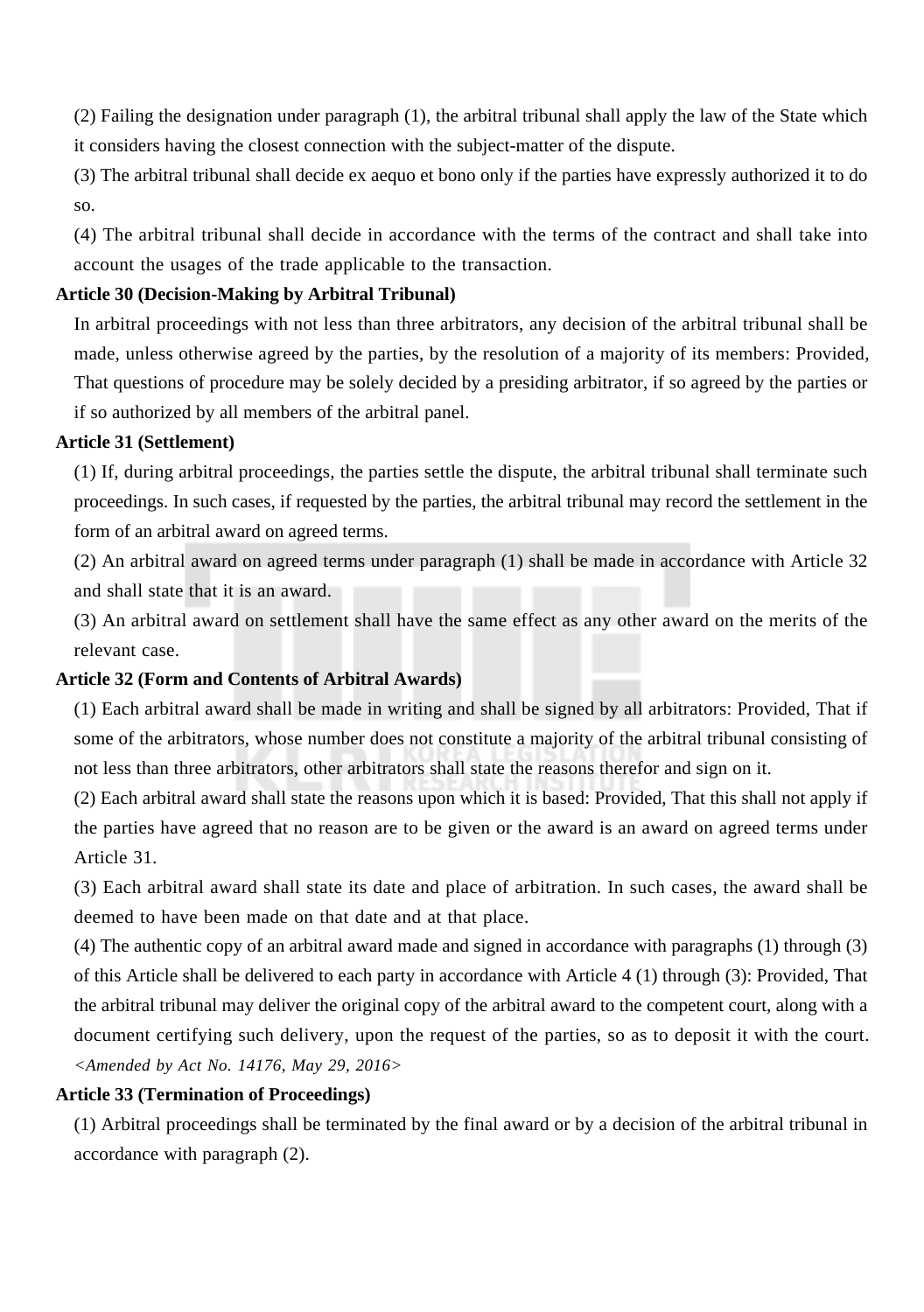(2) Failing the designation under paragraph (1), the arbitral tribunal shall apply the law of the State which it considers having the closest connection with the subject-matter of the dispute.

(3) The arbitral tribunal shall decide ex aequo et bono only if the parties have expressly authorized it to do so.

(4) The arbitral tribunal shall decide in accordance with the terms of the contract and shall take into account the usages of the trade applicable to the transaction.

**Article 30 (Decision-Making by Arbitral Tribunal)**

In arbitral proceedings with not less than three arbitrators, any decision of the arbitral tribunal shall be made, unless otherwise agreed by the parties, by the resolution of a majority of its members: Provided, That questions of procedure may be solely decided by a presiding arbitrator, if so agreed by the parties or if so authorized by all members of the arbitral panel.

**Article 31 (Settlement)**

(1) If, during arbitral proceedings, the parties settle the dispute, the arbitral tribunal shall terminate such proceedings. In such cases, if requested by the parties, the arbitral tribunal may record the settlement in the form of an arbitral award on agreed terms.

(2) An arbitral award on agreed terms under paragraph (1) shall be made in accordance with Article 32 and shall state that it is an award.

(3) An arbitral award on settlement shall have the same effect as any other award on the merits of the relevant case.

**Article 32 (Form and Contents of Arbitral Awards)**

(1) Each arbitral award shall be made in writing and shall be signed by all arbitrators: Provided, That if some of the arbitrators, whose number does not constitute a majority of the arbitral tribunal consisting of not less than three arbitrators, other arbitrators shall state the reasons therefor and sign on it.

(2) Each arbitral award shall state the reasons upon which it is based: Provided, That this shall not apply if the parties have agreed that no reason are to be given or the award is an award on agreed terms under Article 31.

(3) Each arbitral award shall state its date and place of arbitration. In such cases, the award shall be deemed to have been made on that date and at that place.

(4) The authentic copy of an arbitral award made and signed in accordance with paragraphs (1) through (3) of this Article shall be delivered to each party in accordance with Article 4 (1) through (3): Provided, That the arbitral tribunal may deliver the original copy of the arbitral award to the competent court, along with a document certifying such delivery, upon the request of the parties, so as to deposit it with the court. *<Amended by Act No. 14176, May 29, 2016>*

**Article 33 (Termination of Proceedings)**

(1) Arbitral proceedings shall be terminated by the final award or by a decision of the arbitral tribunal in accordance with paragraph (2).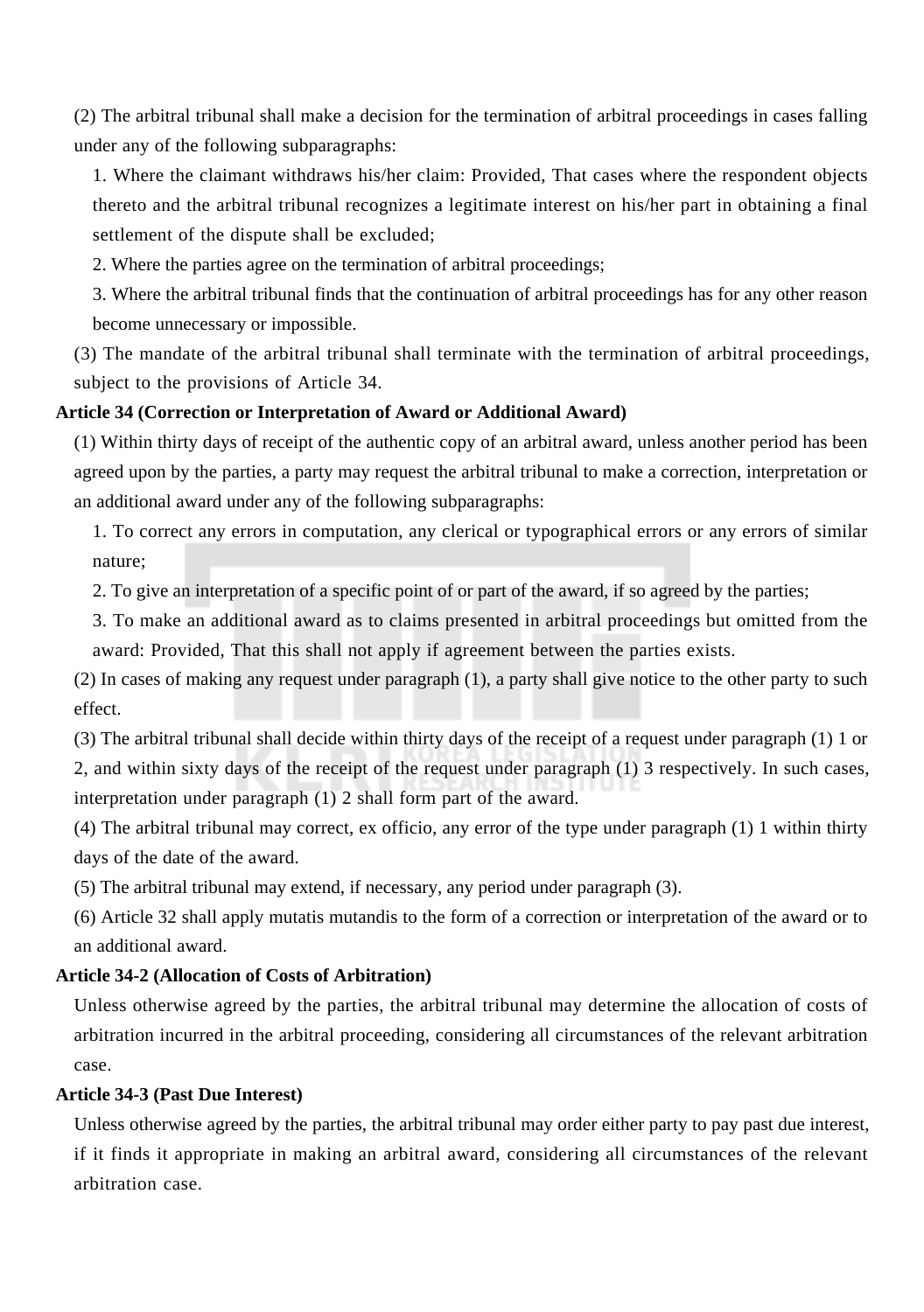(2) The arbitral tribunal shall make a decision for the termination of arbitral proceedings in cases falling under any of the following subparagraphs:

1. Where the claimant withdraws his/her claim: Provided, That cases where the respondent objects thereto and the arbitral tribunal recognizes a legitimate interest on his/her part in obtaining a final settlement of the dispute shall be excluded;

2. Where the parties agree on the termination of arbitral proceedings;

3. Where the arbitral tribunal finds that the continuation of arbitral proceedings has for any other reason become unnecessary or impossible.

(3) The mandate of the arbitral tribunal shall terminate with the termination of arbitral proceedings, subject to the provisions of Article 34.

**Article 34 (Correction or Interpretation of Award or Additional Award)**

(1) Within thirty days of receipt of the authentic copy of an arbitral award, unless another period has been agreed upon by the parties, a party may request the arbitral tribunal to make a correction, interpretation or an additional award under any of the following subparagraphs:

1. To correct any errors in computation, any clerical or typographical errors or any errors of similar nature;

2. To give an interpretation of a specific point of or part of the award, if so agreed by the parties;

3. To make an additional award as to claims presented in arbitral proceedings but omitted from the award: Provided, That this shall not apply if agreement between the parties exists.

(2) In cases of making any request under paragraph (1), a party shall give notice to the other party to such effect.

(3) The arbitral tribunal shall decide within thirty days of the receipt of a request under paragraph (1) 1 or 2, and within sixty days of the receipt of the request under paragraph (1) 3 respectively. In such cases, interpretation under paragraph (1) 2 shall form part of the award.

(4) The arbitral tribunal may correct, ex officio, any error of the type under paragraph (1) 1 within thirty days of the date of the award.

(5) The arbitral tribunal may extend, if necessary, any period under paragraph (3).

(6) Article 32 shall apply mutatis mutandis to the form of a correction or interpretation of the award or to an additional award.

**Article 34-2 (Allocation of Costs of Arbitration)**

Unless otherwise agreed by the parties, the arbitral tribunal may determine the allocation of costs of arbitration incurred in the arbitral proceeding, considering all circumstances of the relevant arbitration case.

**Article 34-3 (Past Due Interest)**

Unless otherwise agreed by the parties, the arbitral tribunal may order either party to pay past due interest, if it finds it appropriate in making an arbitral award, considering all circumstances of the relevant arbitration case.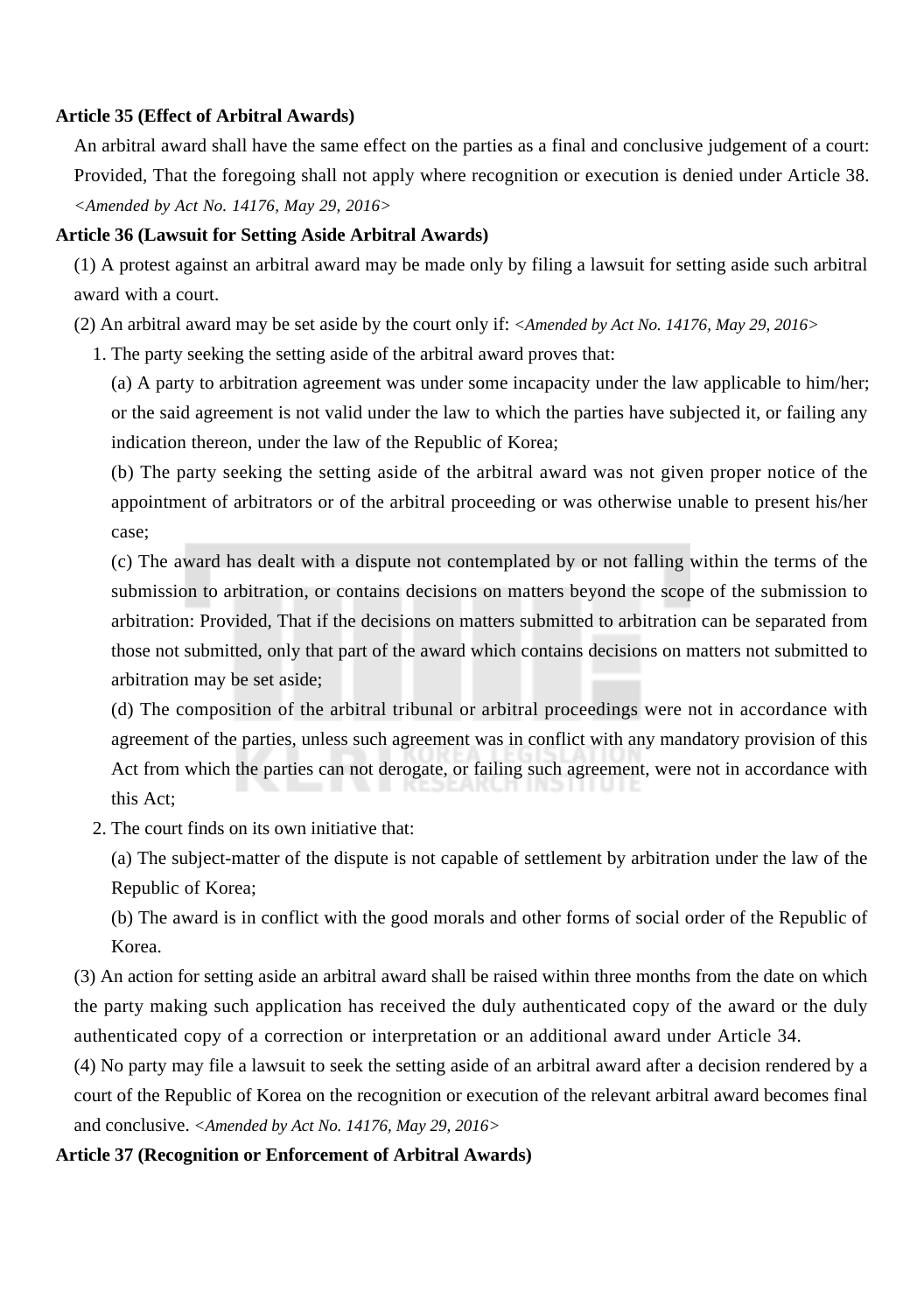**Article 35 (Effect of Arbitral Awards)**

An arbitral award shall have the same effect on the parties as a final and conclusive judgement of a court: Provided, That the foregoing shall not apply where recognition or execution is denied under Article 38. *<Amended by Act No. 14176, May 29, 2016>*

**Article 36 (Lawsuit for Setting Aside Arbitral Awards)**

(1) A protest against an arbitral award may be made only by filing a lawsuit for setting aside such arbitral award with a court.

(2) An arbitral award may be set aside by the court only if: *<Amended by Act No. 14176, May 29, 2016>*

1. The party seeking the setting aside of the arbitral award proves that:

   (a) A party to arbitration agreement was under some incapacity under the law applicable to him/her; or the said agreement is not valid under the law to which the parties have subjected it, or failing any indication thereon, under the law of the Republic of Korea;

   (b) The party seeking the setting aside of the arbitral award was not given proper notice of the appointment of arbitrators or of the arbitral proceeding or was otherwise unable to present his/her case;

   (c) The award has dealt with a dispute not contemplated by or not falling within the terms of the submission to arbitration, or contains decisions on matters beyond the scope of the submission to arbitration: Provided, That if the decisions on matters submitted to arbitration can be separated from those not submitted, only that part of the award which contains decisions on matters not submitted to arbitration may be set aside;

   (d) The composition of the arbitral tribunal or arbitral proceedings were not in accordance with agreement of the parties, unless such agreement was in conflict with any mandatory provision of this Act from which the parties can not derogate, or failing such agreement, were not in accordance with this Act;

2. The court finds on its own initiative that:

   (a) The subject-matter of the dispute is not capable of settlement by arbitration under the law of the Republic of Korea;

   (b) The award is in conflict with the good morals and other forms of social order of the Republic of Korea.

(3) An action for setting aside an arbitral award shall be raised within three months from the date on which the party making such application has received the duly authenticated copy of the award or the duly authenticated copy of a correction or interpretation or an additional award under Article 34.

(4) No party may file a lawsuit to seek the setting aside of an arbitral award after a decision rendered by a court of the Republic of Korea on the recognition or execution of the relevant arbitral award becomes final and conclusive. *<Amended by Act No. 14176, May 29, 2016>*

**Article 37 (Recognition or Enforcement of Arbitral Awards)**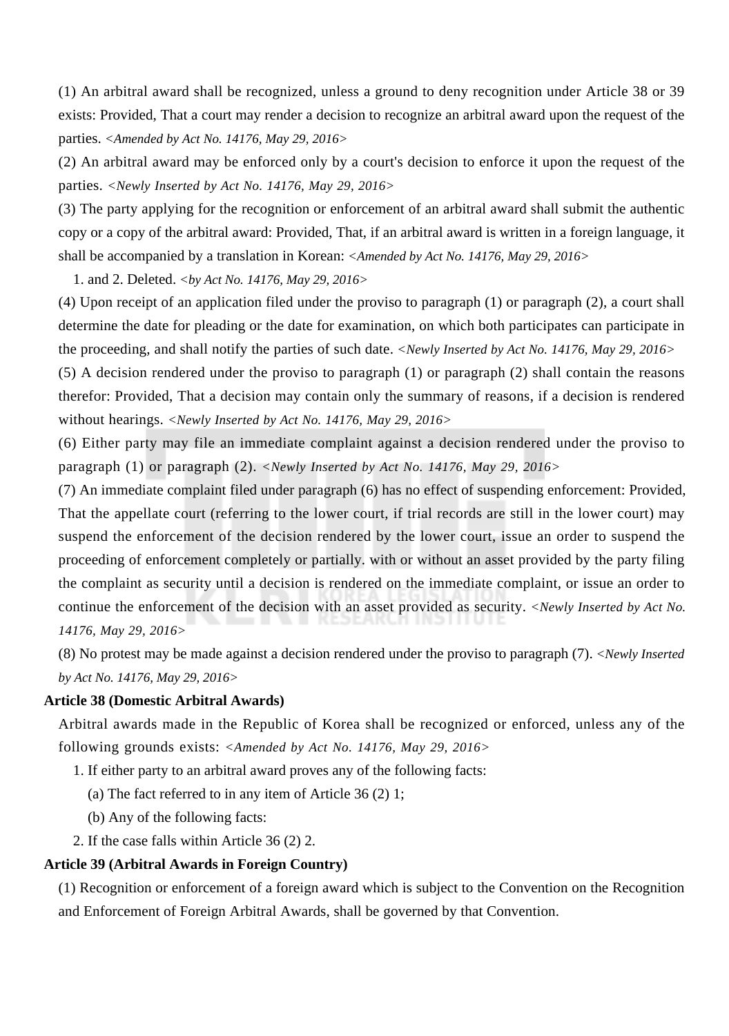(1) An arbitral award shall be recognized, unless a ground to deny recognition under Article 38 or 39 exists: Provided, That a court may render a decision to recognize an arbitral award upon the request of the parties. *<Amended by Act No. 14176, May 29, 2016>*

(2) An arbitral award may be enforced only by a court's decision to enforce it upon the request of the parties. *<Newly Inserted by Act No. 14176, May 29, 2016>*

(3) The party applying for the recognition or enforcement of an arbitral award shall submit the authentic copy or a copy of the arbitral award: Provided, That, if an arbitral award is written in a foreign language, it shall be accompanied by a translation in Korean: *<Amended by Act No. 14176, May 29, 2016>*

1. and 2. Deleted. *<by Act No. 14176, May 29, 2016>*

(4) Upon receipt of an application filed under the proviso to paragraph (1) or paragraph (2), a court shall determine the date for pleading or the date for examination, on which both participates can participate in the proceeding, and shall notify the parties of such date. *<Newly Inserted by Act No. 14176, May 29, 2016>*

(5) A decision rendered under the proviso to paragraph (1) or paragraph (2) shall contain the reasons therefor: Provided, That a decision may contain only the summary of reasons, if a decision is rendered without hearings. *<Newly Inserted by Act No. 14176, May 29, 2016>*

(6) Either party may file an immediate complaint against a decision rendered under the proviso to paragraph (1) or paragraph (2). *<Newly Inserted by Act No. 14176, May 29, 2016>*

(7) An immediate complaint filed under paragraph (6) has no effect of suspending enforcement: Provided, That the appellate court (referring to the lower court, if trial records are still in the lower court) may suspend the enforcement of the decision rendered by the lower court, issue an order to suspend the proceeding of enforcement completely or partially. with or without an asset provided by the party filing the complaint as security until a decision is rendered on the immediate complaint, or issue an order to continue the enforcement of the decision with an asset provided as security. *<Newly Inserted by Act No. 14176, May 29, 2016>*

(8) No protest may be made against a decision rendered under the proviso to paragraph (7). *<Newly Inserted by Act No. 14176, May 29, 2016>*

**Article 38 (Domestic Arbitral Awards)**

Arbitral awards made in the Republic of Korea shall be recognized or enforced, unless any of the following grounds exists: *<Amended by Act No. 14176, May 29, 2016>*

1. If either party to an arbitral award proves any of the following facts:
   (a) The fact referred to in any item of Article 36 (2) 1;
   (b) Any of the following facts:
2. If the case falls within Article 36 (2) 2.

**Article 39 (Arbitral Awards in Foreign Country)**

(1) Recognition or enforcement of a foreign award which is subject to the Convention on the Recognition and Enforcement of Foreign Arbitral Awards, shall be governed by that Convention.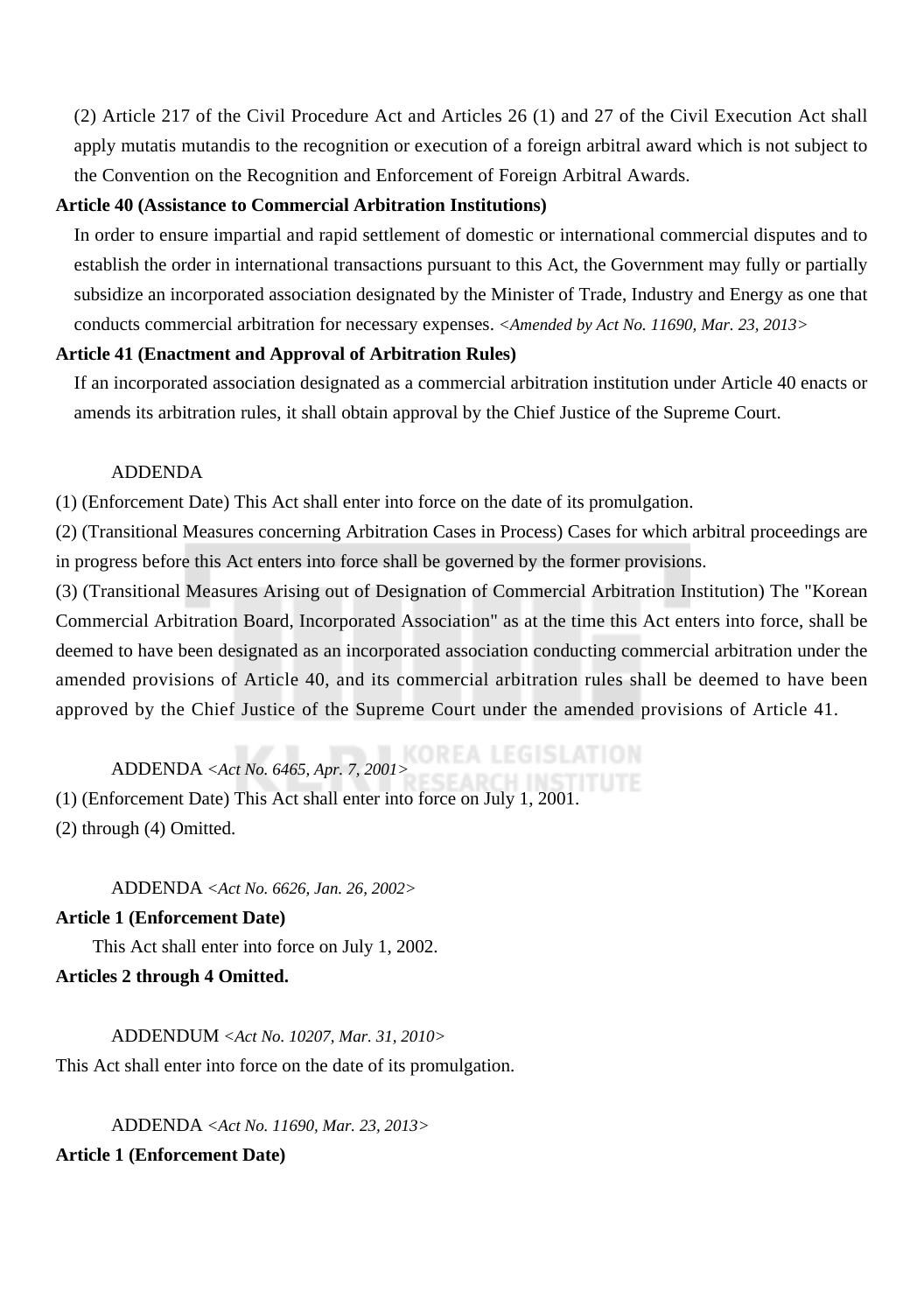(2) Article 217 of the Civil Procedure Act and Articles 26 (1) and 27 of the Civil Execution Act shall apply mutatis mutandis to the recognition or execution of a foreign arbitral award which is not subject to the Convention on the Recognition and Enforcement of Foreign Arbitral Awards.

**Article 40 (Assistance to Commercial Arbitration Institutions)**

In order to ensure impartial and rapid settlement of domestic or international commercial disputes and to establish the order in international transactions pursuant to this Act, the Government may fully or partially subsidize an incorporated association designated by the Minister of Trade, Industry and Energy as one that conducts commercial arbitration for necessary expenses. *<Amended by Act No. 11690, Mar. 23, 2013>*

**Article 41 (Enactment and Approval of Arbitration Rules)**

If an incorporated association designated as a commercial arbitration institution under Article 40 enacts or amends its arbitration rules, it shall obtain approval by the Chief Justice of the Supreme Court.

ADDENDA

(1) (Enforcement Date) This Act shall enter into force on the date of its promulgation.

(2) (Transitional Measures concerning Arbitration Cases in Process) Cases for which arbitral proceedings are in progress before this Act enters into force shall be governed by the former provisions.

(3) (Transitional Measures Arising out of Designation of Commercial Arbitration Institution) The "Korean Commercial Arbitration Board, Incorporated Association" as at the time this Act enters into force, shall be deemed to have been designated as an incorporated association conducting commercial arbitration under the amended provisions of Article 40, and its commercial arbitration rules shall be deemed to have been approved by the Chief Justice of the Supreme Court under the amended provisions of Article 41.

ADDENDA *<Act No. 6465, Apr. 7, 2001>*

(1) (Enforcement Date) This Act shall enter into force on July 1, 2001.

(2) through (4) Omitted.

ADDENDA *<Act No. 6626, Jan. 26, 2002>*

**Article 1 (Enforcement Date)**

This Act shall enter into force on July 1, 2002.

**Articles 2 through 4 Omitted.**

ADDENDUM *<Act No. 10207, Mar. 31, 2010>*

This Act shall enter into force on the date of its promulgation.

ADDENDA *<Act No. 11690, Mar. 23, 2013>*

**Article 1 (Enforcement Date)**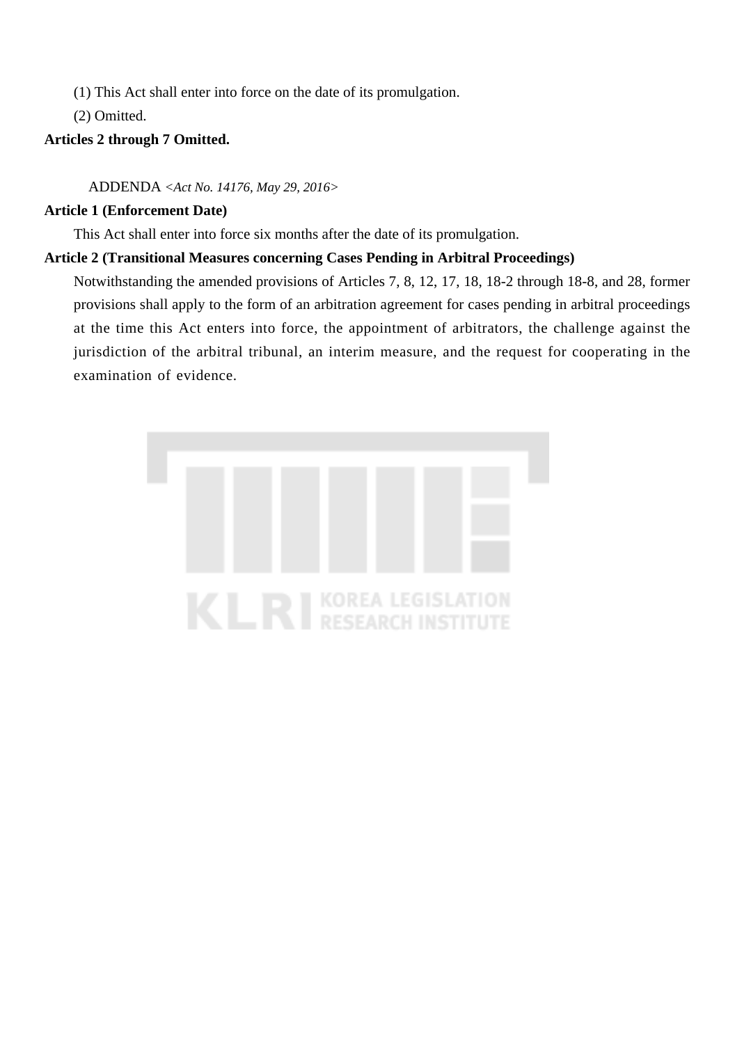(1) This Act shall enter into force on the date of its promulgation.

(2) Omitted.

**Articles 2 through 7 Omitted.**

ADDENDA *<Act No. 14176, May 29, 2016>*

**Article 1 (Enforcement Date)**

This Act shall enter into force six months after the date of its promulgation.

**Article 2 (Transitional Measures concerning Cases Pending in Arbitral Proceedings)**

Notwithstanding the amended provisions of Articles 7, 8, 12, 17, 18, 18-2 through 18-8, and 28, former provisions shall apply to the form of an arbitration agreement for cases pending in arbitral proceedings at the time this Act enters into force, the appointment of arbitrators, the challenge against the jurisdiction of the arbitral tribunal, an interim measure, and the request for cooperating in the examination of evidence.